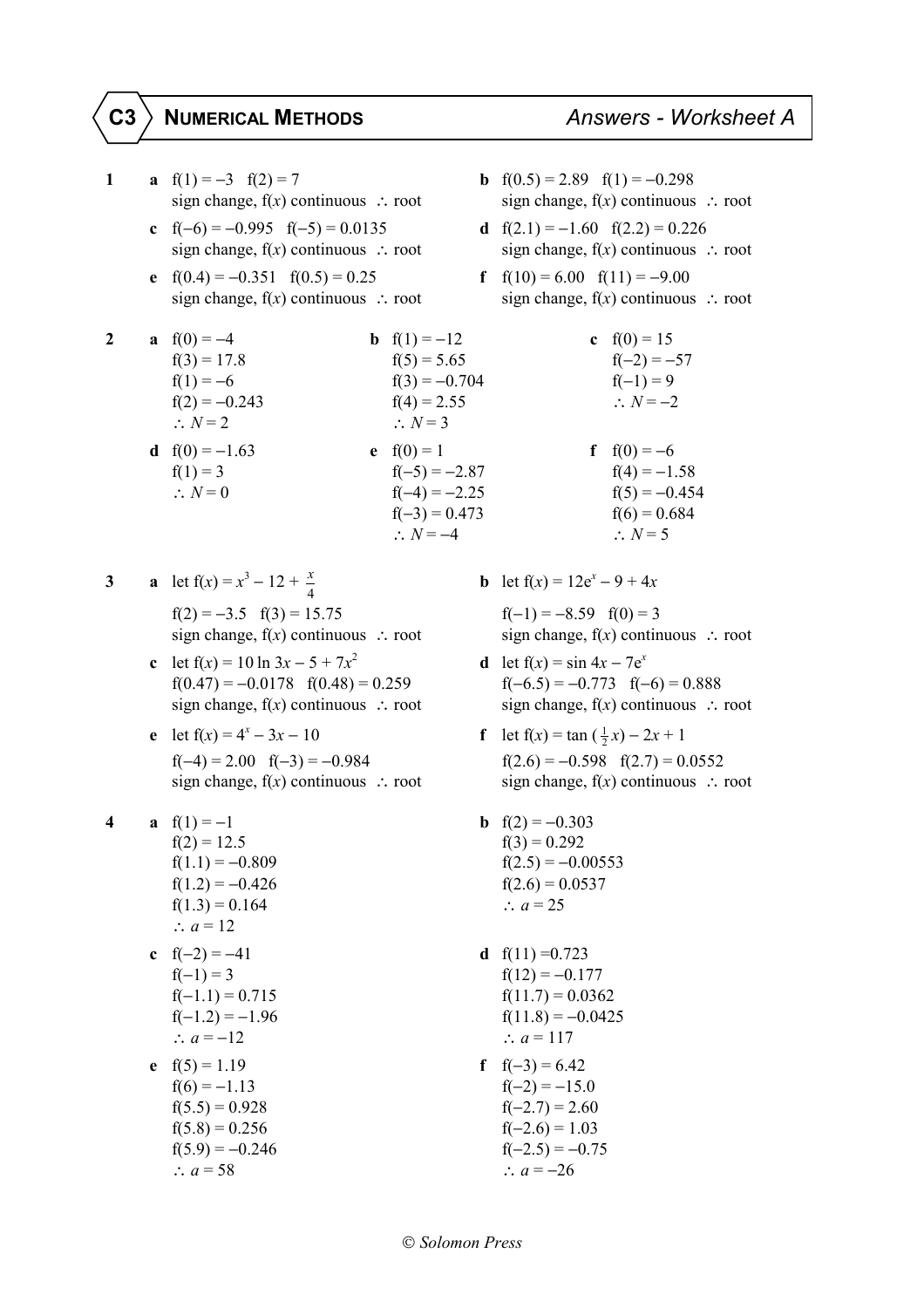# C3 NUMERICAL METHODS — Answers - Worksheet A

**1**

**a** $f(1) = -3 \quad f(2) = 7$
sign change, $f(x)$ continuous $\therefore$ root

**b** $f(0.5) = 2.89 \quad f(1) = -0.298$
sign change, $f(x)$ continuous $\therefore$ root

**c** $f(-6) = -0.995 \quad f(-5) = 0.0135$
sign change, $f(x)$ continuous $\therefore$ root

**d** $f(2.1) = -1.60 \quad f(2.2) = 0.226$
sign change, $f(x)$ continuous $\therefore$ root

**e** $f(0.4) = -0.351 \quad f(0.5) = 0.25$
sign change, $f(x)$ continuous $\therefore$ root

**f** $f(10) = 6.00 \quad f(11) = -9.00$
sign change, $f(x)$ continuous $\therefore$ root

**2**

**a** $f(0) = -4$
$f(3) = 17.8$
$f(1) = -6$
$f(2) = -0.243$
$\therefore N = 2$

**b** $f(1) = -12$
$f(5) = 5.65$
$f(3) = -0.704$
$f(4) = 2.55$
$\therefore N = 3$

**c** $f(0) = 15$
$f(-2) = -57$
$f(-1) = 9$
$\therefore N = -2$

**d** $f(0) = -1.63$
$f(1) = 3$
$\therefore N = 0$

**e** $f(0) = 1$
$f(-5) = -2.87$
$f(-4) = -2.25$
$f(-3) = 0.473$
$\therefore N = -4$

**f** $f(0) = -6$
$f(4) = -1.58$
$f(5) = -0.454$
$f(6) = 0.684$
$\therefore N = 5$

**3**

**a** let $f(x) = x^3 - 12 + \frac{x}{4}$
$f(2) = -3.5 \quad f(3) = 15.75$
sign change, $f(x)$ continuous $\therefore$ root

**b** let $f(x) = 12e^x - 9 + 4x$
$f(-1) = -8.59 \quad f(0) = 3$
sign change, $f(x)$ continuous $\therefore$ root

**c** let $f(x) = 10 \ln 3x - 5 + 7x^2$
$f(0.47) = -0.0178 \quad f(0.48) = 0.259$
sign change, $f(x)$ continuous $\therefore$ root

**d** let $f(x) = \sin 4x - 7e^x$
$f(-6.5) = -0.773 \quad f(-6) = 0.888$
sign change, $f(x)$ continuous $\therefore$ root

**e** let $f(x) = 4^x - 3x - 10$
$f(-4) = 2.00 \quad f(-3) = -0.984$
sign change, $f(x)$ continuous $\therefore$ root

**f** let $f(x) = \tan(\frac{1}{2}x) - 2x + 1$
$f(2.6) = -0.598 \quad f(2.7) = 0.0552$
sign change, $f(x)$ continuous $\therefore$ root

**4**

**a** $f(1) = -1$
$f(2) = 12.5$
$f(1.1) = -0.809$
$f(1.2) = -0.426$
$f(1.3) = 0.164$
$\therefore a = 12$

**b** $f(2) = -0.303$
$f(3) = 0.292$
$f(2.5) = -0.00553$
$f(2.6) = 0.0537$
$\therefore a = 25$

**c** $f(-2) = -41$
$f(-1) = 3$
$f(-1.1) = 0.715$
$f(-1.2) = -1.96$
$\therefore a = -12$

**d** $f(11) = 0.723$
$f(12) = -0.177$
$f(11.7) = 0.0362$
$f(11.8) = -0.0425$
$\therefore a = 117$

**e** $f(5) = 1.19$
$f(6) = -1.13$
$f(5.5) = 0.928$
$f(5.8) = 0.256$
$f(5.9) = -0.246$
$\therefore a = 58$

**f** $f(-3) = 6.42$
$f(-2) = -15.0$
$f(-2.7) = 2.60$
$f(-2.6) = 1.03$
$f(-2.5) = -0.75$
$\therefore a = -26$

© Solomon Press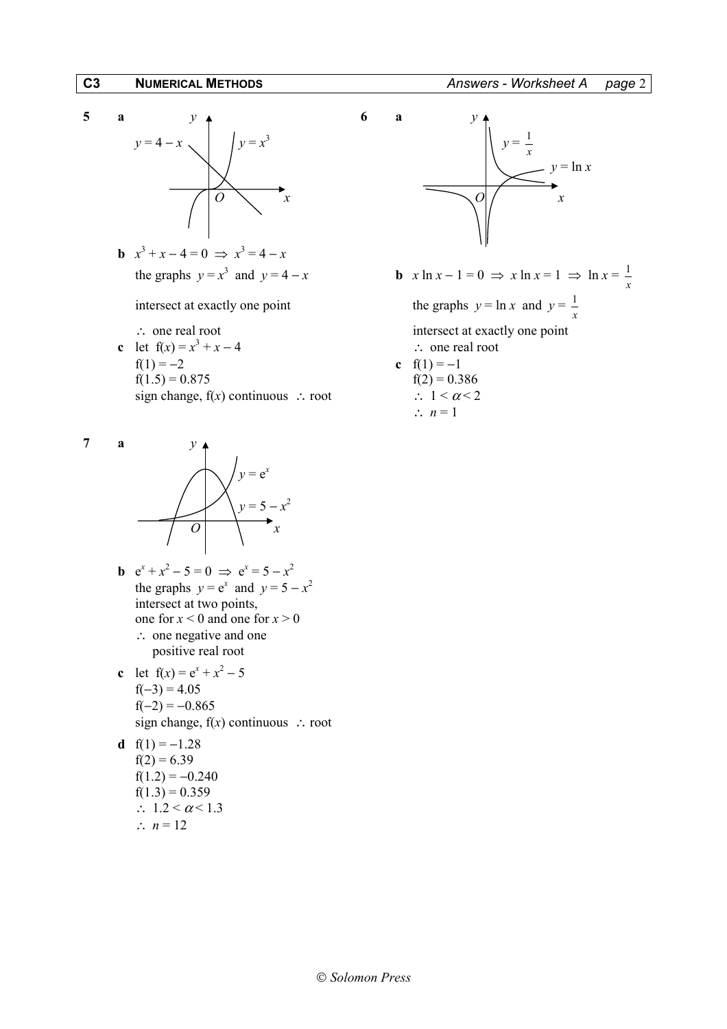**5** **a**

$y = 4 - x$

$y = x^3$

$O$ $x$ $y$

**b** $x^3 + x - 4 = 0 \Rightarrow x^3 = 4 - x$

the graphs $y = x^3$ and $y = 4 - x$

intersect at exactly one point

$\therefore$ one real root

**c** let $f(x) = x^3 + x - 4$

$f(1) = -2$

$f(1.5) = 0.875$

sign change, $f(x)$ continuous $\therefore$ root

**6** **a**

$y = \frac{1}{x}$

$y = \ln x$

$O$ $x$ $y$

**b** $x \ln x - 1 = 0 \Rightarrow x \ln x = 1 \Rightarrow \ln x = \frac{1}{x}$

the graphs $y = \ln x$ and $y = \frac{1}{x}$

intersect at exactly one point

$\therefore$ one real root

**c** $f(1) = -1$

$f(2) = 0.386$

$\therefore 1 < \alpha < 2$

$\therefore n = 1$

**7** **a**

$y = e^x$

$y = 5 - x^2$

$O$ $x$ $y$

**b** $e^x + x^2 - 5 = 0 \Rightarrow e^x = 5 - x^2$

the graphs $y = e^x$ and $y = 5 - x^2$

intersect at two points,

one for $x < 0$ and one for $x > 0$

$\therefore$ one negative and one positive real root

**c** let $f(x) = e^x + x^2 - 5$

$f(-3) = 4.05$

$f(-2) = -0.865$

sign change, $f(x)$ continuous $\therefore$ root

**d** $f(1) = -1.28$

$f(2) = 6.39$

$f(1.2) = -0.240$

$f(1.3) = 0.359$

$\therefore 1.2 < \alpha < 1.3$

$\therefore n = 12$